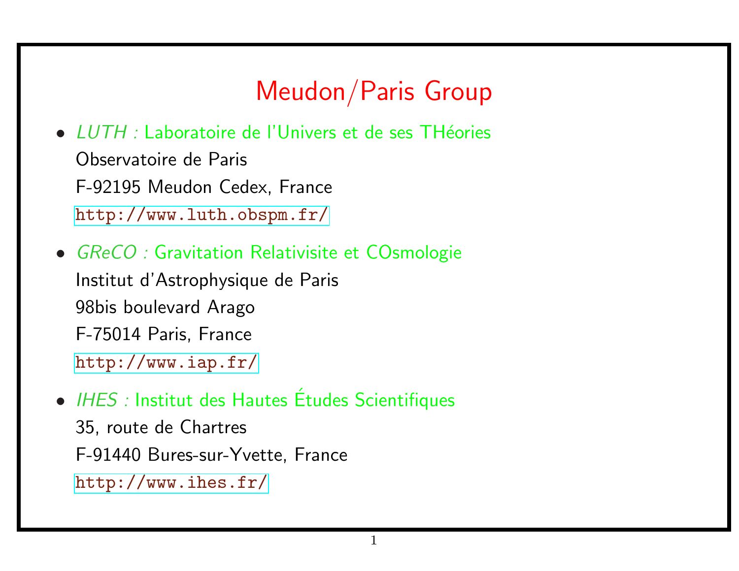# Meudon/Paris Group

- *LUTH :* Laboratoire de l'Univers et de ses THéories
  Observatoire de Paris
  F-92195 Meudon Cedex, France
  http://www.luth.obspm.fr/

- *GReCO :* Gravitation Relativisite et COsmologie
  Institut d'Astrophysique de Paris
  98bis boulevard Arago
  F-75014 Paris, France
  http://www.iap.fr/

- *IHES :* Institut des Hautes Études Scientifiques
  35, route de Chartres
  F-91440 Bures-sur-Yvette, France
  http://www.ihes.fr/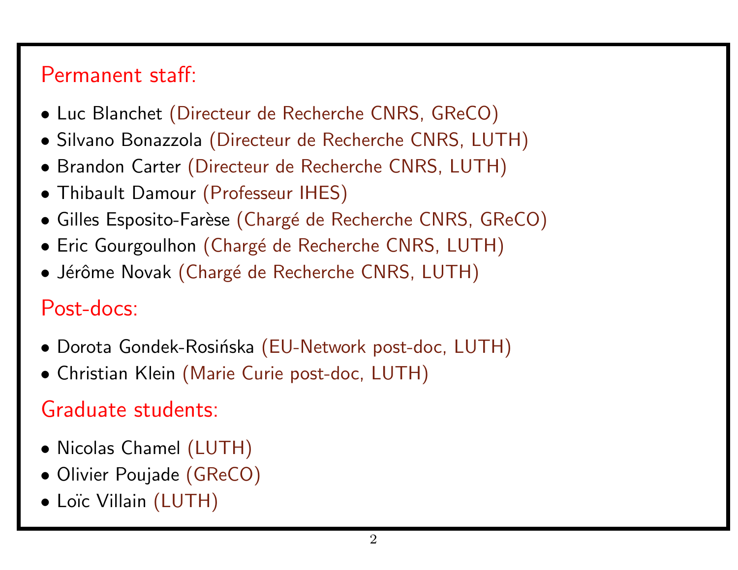## Permanent staff:

- Luc Blanchet (Directeur de Recherche CNRS, GReCO)
- Silvano Bonazzola (Directeur de Recherche CNRS, LUTH)
- Brandon Carter (Directeur de Recherche CNRS, LUTH)
- Thibault Damour (Professeur IHES)
- Gilles Esposito-Farèse (Chargé de Recherche CNRS, GReCO)
- Eric Gourgoulhon (Chargé de Recherche CNRS, LUTH)
- Jérôme Novak (Chargé de Recherche CNRS, LUTH)

## Post-docs:

- Dorota Gondek-Rosińska (EU-Network post-doc, LUTH)
- Christian Klein (Marie Curie post-doc, LUTH)

## Graduate students:

- Nicolas Chamel (LUTH)
- Olivier Poujade (GReCO)
- Loïc Villain (LUTH)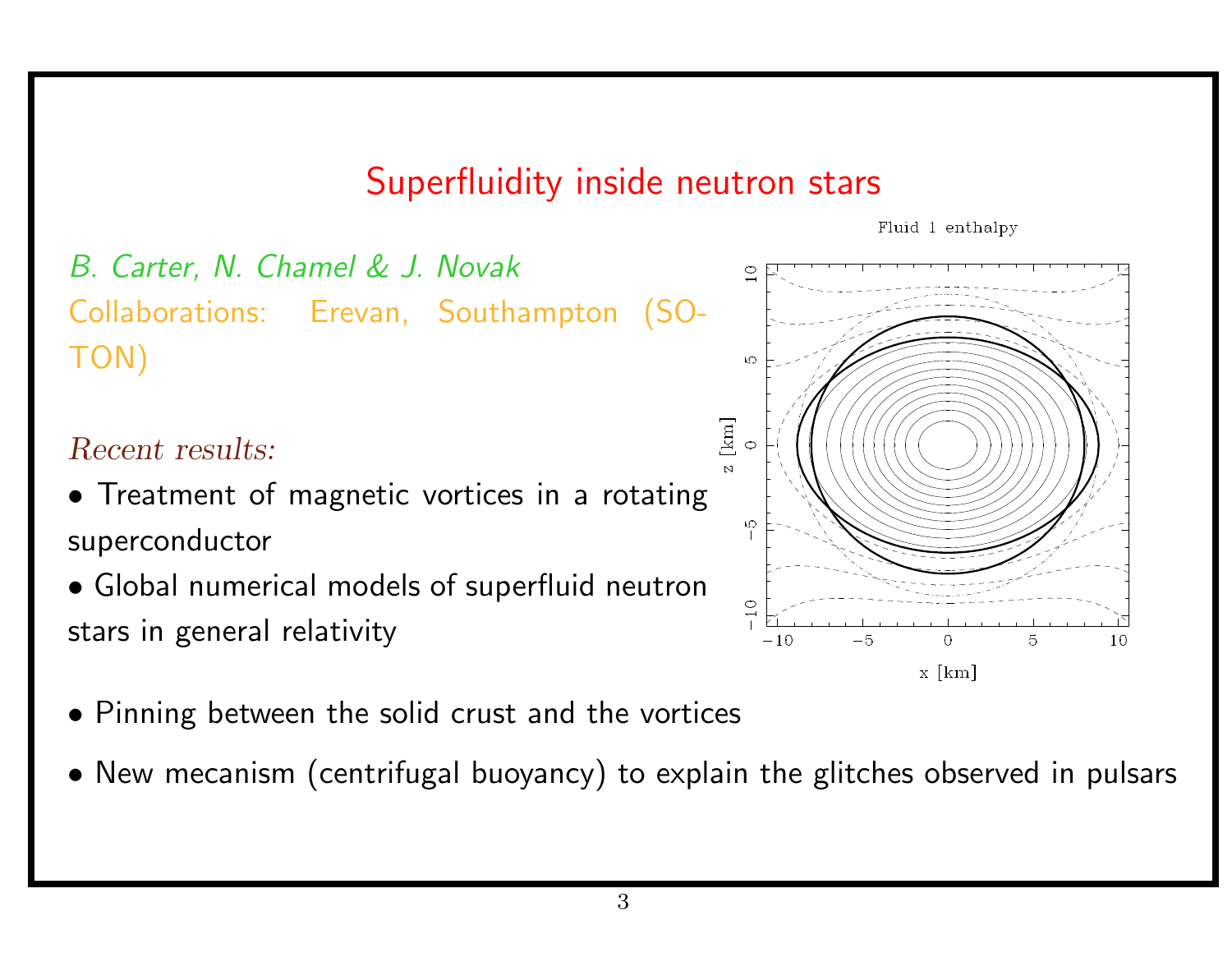# Superfluidity inside neutron stars

*B. Carter, N. Chamel & J. Novak*

Collaborations: Erevan, Southampton (SOTON)

*Recent results:*

- Treatment of magnetic vortices in a rotating superconductor
- Global numerical models of superfluid neutron stars in general relativity
- Pinning between the solid crust and the vortices
- New mecanism (centrifugal buoyancy) to explain the glitches observed in pulsars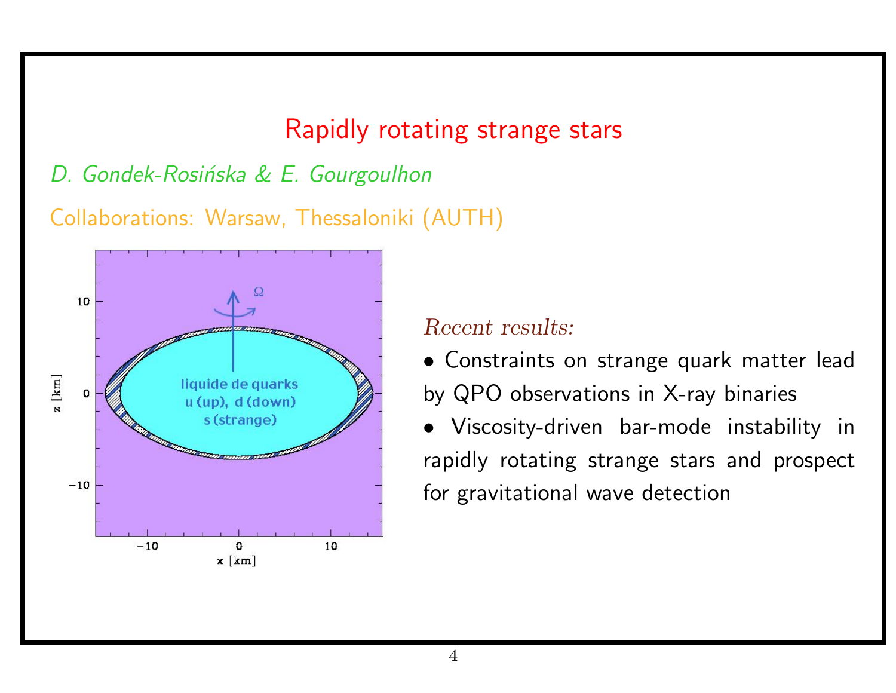# Rapidly rotating strange stars

*D. Gondek-Rosińska & E. Gourgoulhon*

Collaborations: Warsaw, Thessaloniki (AUTH)

*Recent results:*

- Constraints on strange quark matter lead by QPO observations in X-ray binaries
- Viscosity-driven bar-mode instability in rapidly rotating strange stars and prospect for gravitational wave detection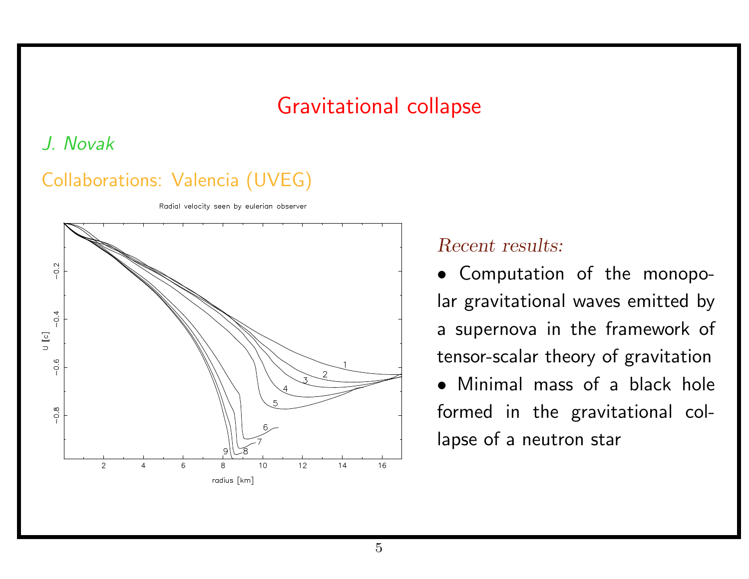# Gravitational collapse

*J. Novak*

Collaborations: Valencia (UVEG)

*Recent results:*

- Computation of the monopolar gravitational waves emitted by a supernova in the framework of tensor-scalar theory of gravitation
- Minimal mass of a black hole formed in the gravitational collapse of a neutron star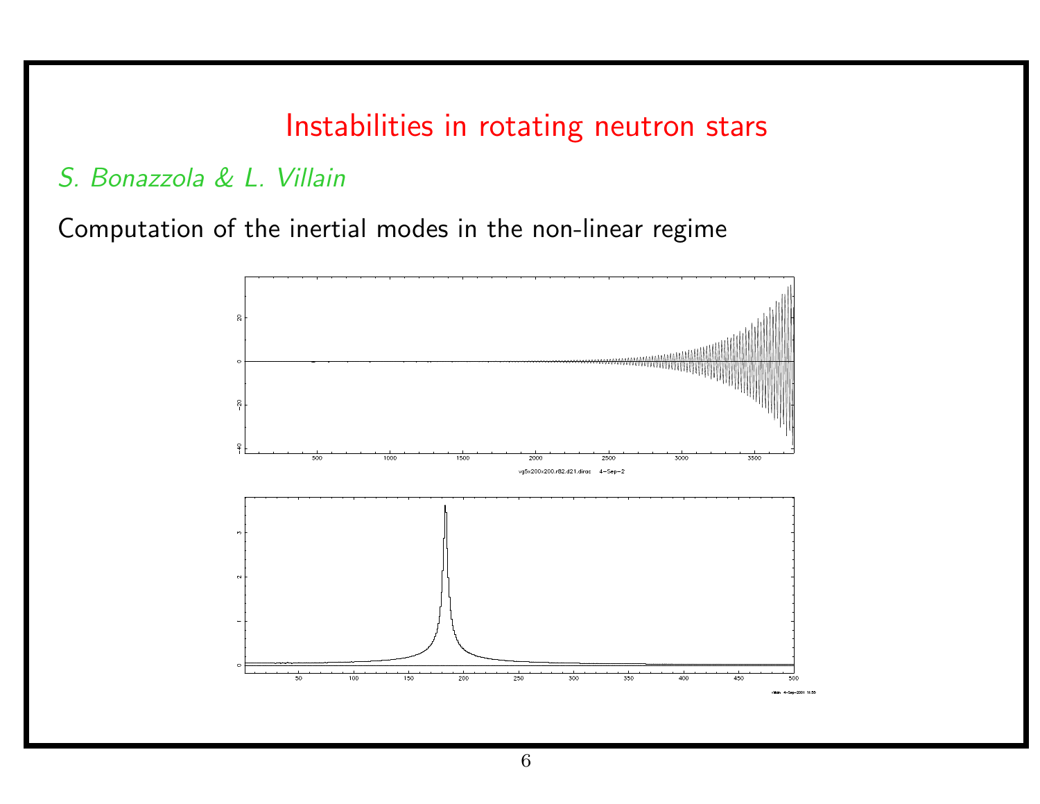# Instabilities in rotating neutron stars

*S. Bonazzola & L. Villain*

Computation of the inertial modes in the non-linear regime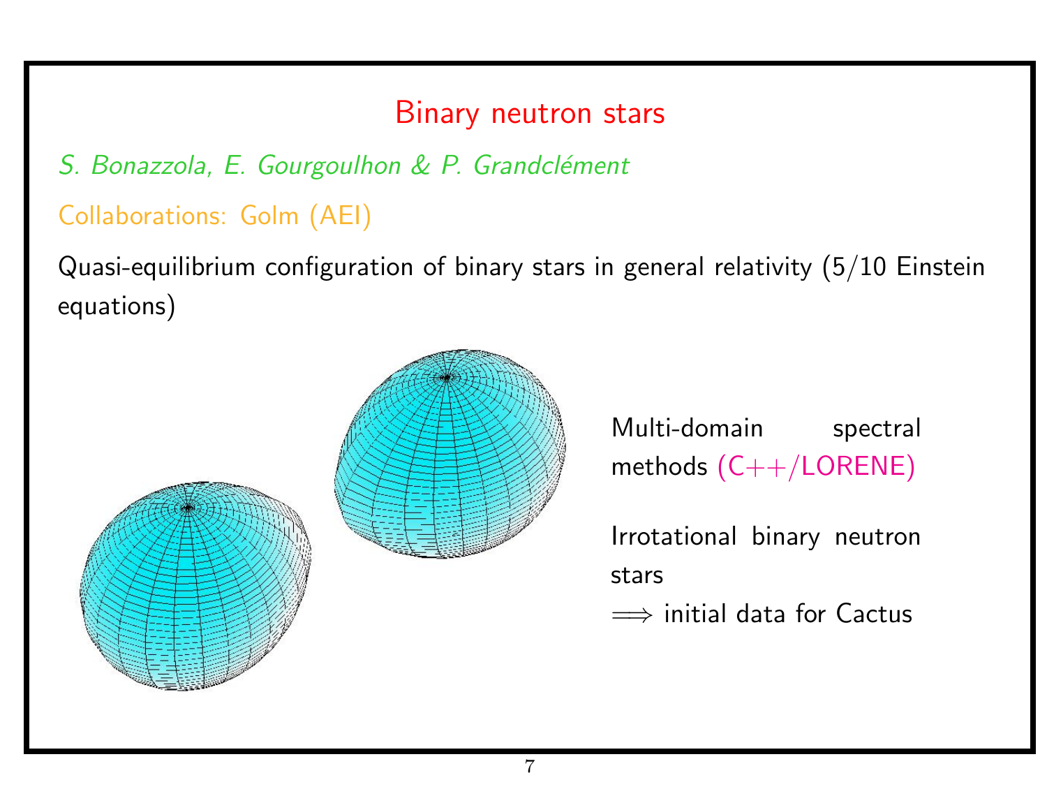# Binary neutron stars

*S. Bonazzola, E. Gourgoulhon & P. Grandclément*

Collaborations: Golm (AEI)

Quasi-equilibrium configuration of binary stars in general relativity (5/10 Einstein equations)

Multi-domain spectral methods (C++/LORENE)

Irrotational binary neutron stars
$\Longrightarrow$ initial data for Cactus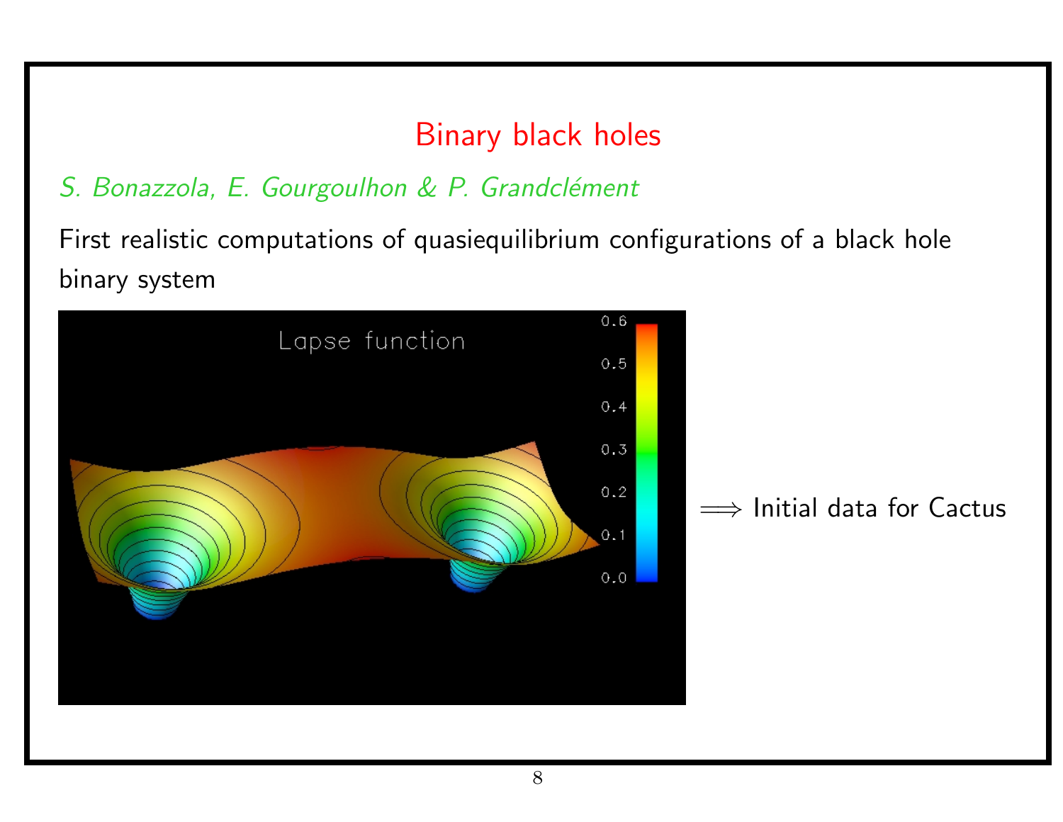# Binary black holes

*S. Bonazzola, E. Gourgoulhon & P. Grandclément*

First realistic computations of quasiequilibrium configurations of a black hole binary system

$\Longrightarrow$ Initial data for Cactus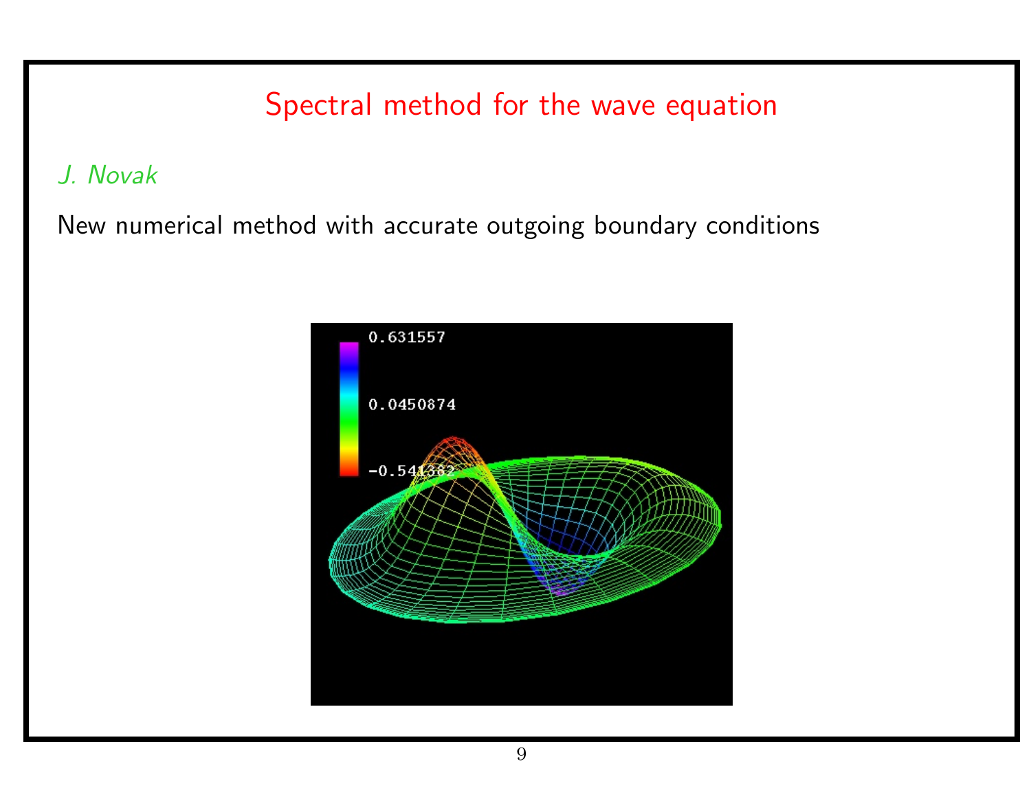# Spectral method for the wave equation

*J. Novak*

New numerical method with accurate outgoing boundary conditions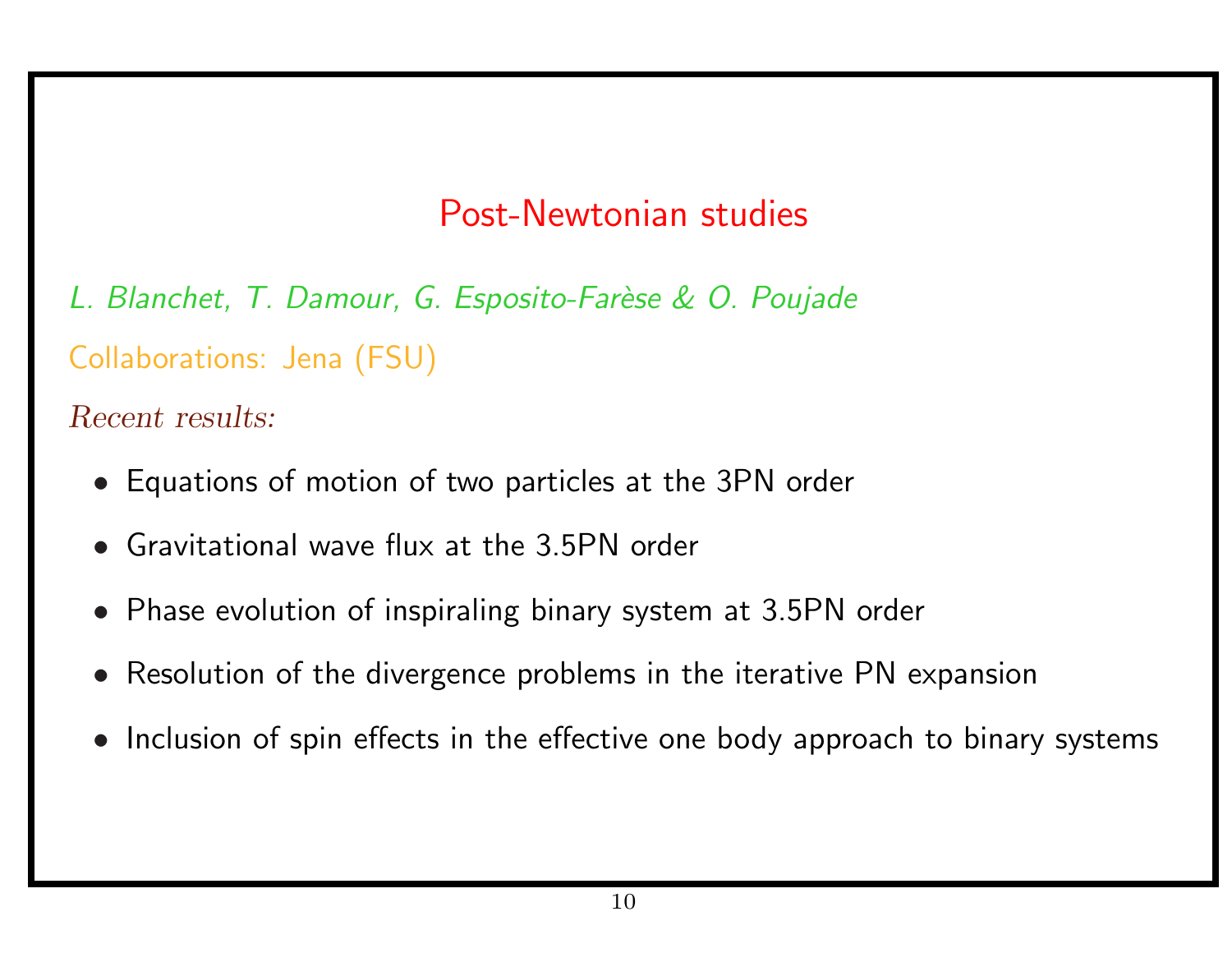## Post-Newtonian studies

*L. Blanchet, T. Damour, G. Esposito-Farèse & O. Poujade*

Collaborations: Jena (FSU)

*Recent results:*

- Equations of motion of two particles at the 3PN order
- Gravitational wave flux at the 3.5PN order
- Phase evolution of inspiraling binary system at 3.5PN order
- Resolution of the divergence problems in the iterative PN expansion
- Inclusion of spin effects in the effective one body approach to binary systems